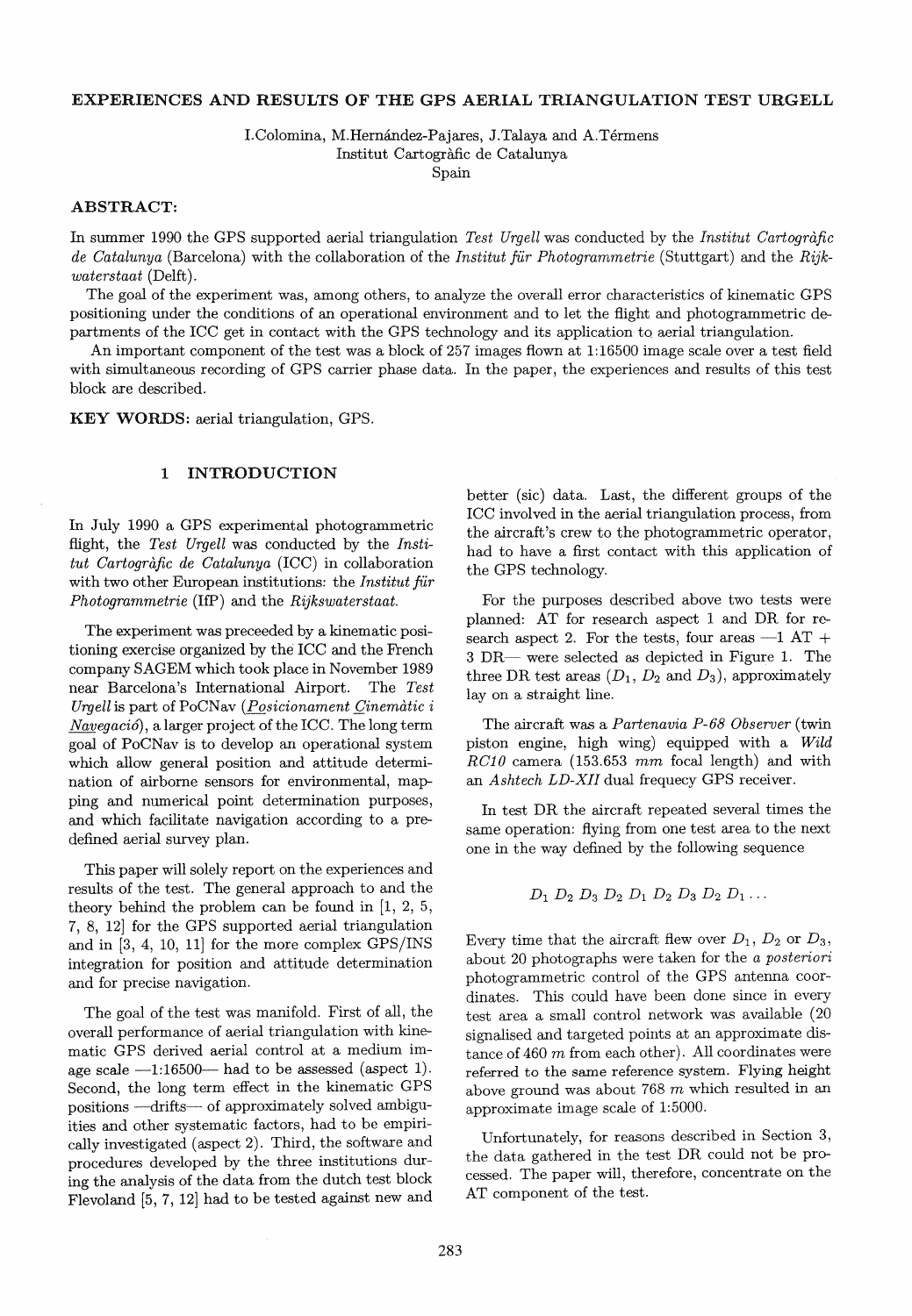# EXPERIENCES AND RESULTS OF THE GPS AERIAL TRIANGULATION TEST URGELL

I.Colomina, M.Hernández-Pajares, J.Talaya and A.Térmens
Institut Cartogràfic de Catalunya
Spain

## ABSTRACT:

In summer 1990 the GPS supported aerial triangulation *Test Urgell* was conducted by the *Institut Cartogràfic de Catalunya* (Barcelona) with the collaboration of the *Institut für Photogrammetrie* (Stuttgart) and the *Rijkwaterstaat* (Delft).

The goal of the experiment was, among others, to analyze the overall error characteristics of kinematic GPS positioning under the conditions of an operational environment and to let the flight and photogrammetric departments of the ICC get in contact with the GPS technology and its application to aerial triangulation.

An important component of the test was a block of 257 images flown at 1:16500 image scale over a test field with simultaneous recording of GPS carrier phase data. In the paper, the experiences and results of this test block are described.

**KEY WORDS:** aerial triangulation, GPS.

## 1 INTRODUCTION

In July 1990 a GPS experimental photogrammetric flight, the *Test Urgell* was conducted by the *Institut Cartogràfic de Catalunya* (ICC) in collaboration with two other European institutions: the *Institut für Photogrammetrie* (IfP) and the *Rijkswaterstaat*.

The experiment was preceeded by a kinematic positioning exercise organized by the ICC and the French company SAGEM which took place in November 1989 near Barcelona's International Airport. The *Test Urgell* is part of PoCNav (Posicionament Cinemàtic i Navegació), a larger project of the ICC. The long term goal of PoCNav is to develop an operational system which allow general position and attitude determination of airborne sensors for environmental, mapping and numerical point determination purposes, and which facilitate navigation according to a predefined aerial survey plan.

This paper will solely report on the experiences and results of the test. The general approach to and the theory behind the problem can be found in [1, 2, 5, 7, 8, 12] for the GPS supported aerial triangulation and in [3, 4, 10, 11] for the more complex GPS/INS integration for position and attitude determination and for precise navigation.

The goal of the test was manifold. First of all, the overall performance of aerial triangulation with kinematic GPS derived aerial control at a medium image scale —1:16500— had to be assessed (aspect 1). Second, the long term effect in the kinematic GPS positions —drifts— of approximately solved ambiguities and other systematic factors, had to be empirically investigated (aspect 2). Third, the software and procedures developed by the three institutions during the analysis of the data from the dutch test block Flevoland [5, 7, 12] had to be tested against new and better (sic) data. Last, the different groups of the ICC involved in the aerial triangulation process, from the aircraft's crew to the photogrammetric operator, had to have a first contact with this application of the GPS technology.

For the purposes described above two tests were planned: AT for research aspect 1 and DR for research aspect 2. For the tests, four areas —1 AT + 3 DR— were selected as depicted in Figure 1. The three DR test areas ($D_1$, $D_2$ and $D_3$), approximately lay on a straight line.

The aircraft was a *Partenavia P-68 Observer* (twin piston engine, high wing) equipped with a *Wild RC10* camera (153.653 $mm$ focal length) and with an *Ashtech LD-XII* dual frequecy GPS receiver.

In test DR the aircraft repeated several times the same operation: flying from one test area to the next one in the way defined by the following sequence

$$D_1\ D_2\ D_3\ D_2\ D_1\ D_2\ D_3\ D_2\ D_1 \ldots$$

Every time that the aircraft flew over $D_1$, $D_2$ or $D_3$, about 20 photographs were taken for the *a posteriori* photogrammetric control of the GPS antenna coordinates. This could have been done since in every test area a small control network was available (20 signalised and targeted points at an approximate distance of 460 $m$ from each other). All coordinates were referred to the same reference system. Flying height above ground was about 768 $m$ which resulted in an approximate image scale of 1:5000.

Unfortunately, for reasons described in Section 3, the data gathered in the test DR could not be processed. The paper will, therefore, concentrate on the AT component of the test.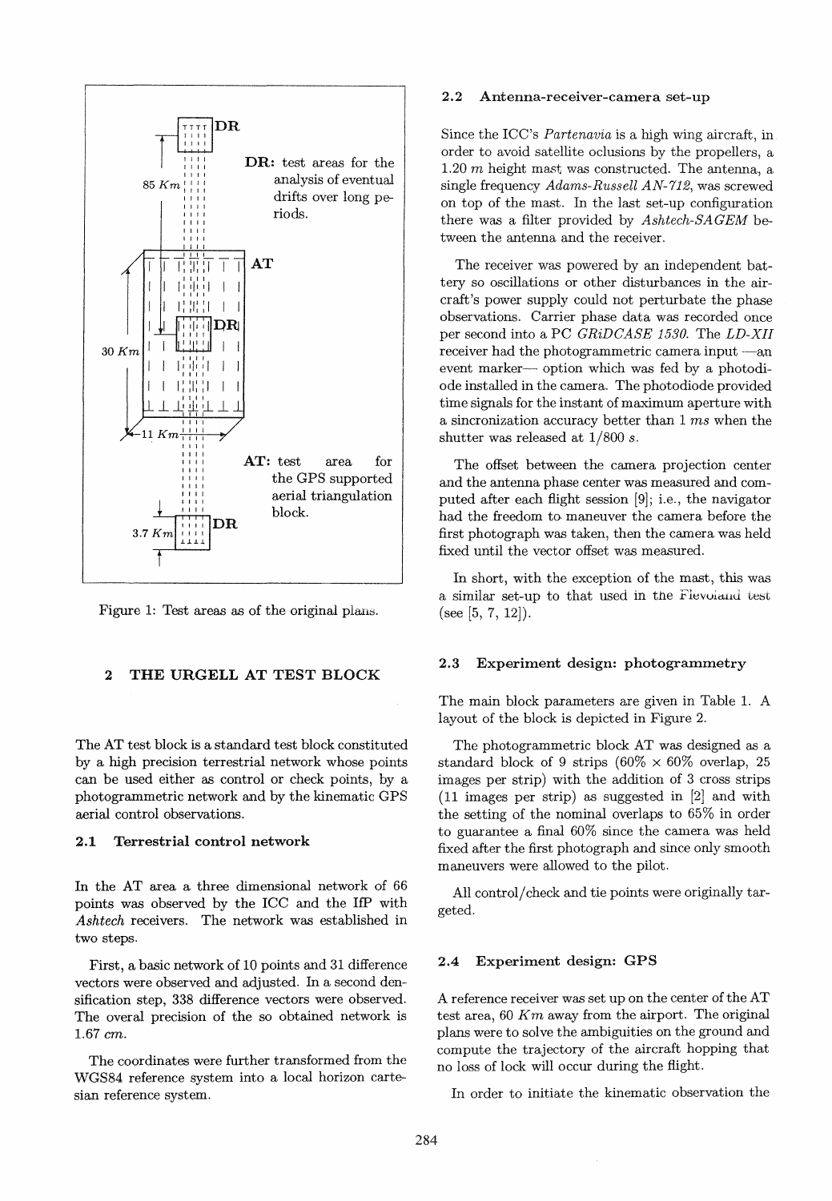DR: test areas for the analysis of eventual drifts over long periods.

AT: test area for the GPS supported aerial triangulation block.

Figure 1: Test areas as of the original plans.

## 2 THE URGELL AT TEST BLOCK

The AT test block is a standard test block constituted by a high precision terrestrial network whose points can be used either as control or check points, by a photogrammetric network and by the kinematic GPS aerial control observations.

### 2.1 Terrestrial control network

In the AT area a three dimensional network of 66 points was observed by the ICC and the IfP with *Ashtech* receivers. The network was established in two steps.

First, a basic network of 10 points and 31 difference vectors were observed and adjusted. In a second densification step, 338 difference vectors were observed. The overal precision of the so obtained network is 1.67 *cm*.

The coordinates were further transformed from the WGS84 reference system into a local horizon cartesian reference system.

### 2.2 Antenna-receiver-camera set-up

Since the ICC's *Partenavia* is a high wing aircraft, in order to avoid satellite oclusions by the propellers, a 1.20 *m* height mast was constructed. The antenna, a single frequency *Adams-Russell AN-712*, was screwed on top of the mast. In the last set-up configuration there was a filter provided by *Ashtech-SAGEM* between the antenna and the receiver.

The receiver was powered by an independent battery so oscillations or other disturbances in the aircraft's power supply could not perturbate the phase observations. Carrier phase data was recorded once per second into a PC *GRiDCASE 1530*. The *LD-XII* receiver had the photogrammetric camera input —an event marker— option which was fed by a photodiode installed in the camera. The photodiode provided time signals for the instant of maximum aperture with a sincronization accuracy better than 1 *ms* when the shutter was released at 1/800 *s*.

The offset between the camera projection center and the antenna phase center was measured and computed after each flight session [9]; i.e., the navigator had the freedom to maneuver the camera before the first photograph was taken, then the camera was held fixed until the vector offset was measured.

In short, with the exception of the mast, this was a similar set-up to that used in the Flevoland test (see [5, 7, 12]).

### 2.3 Experiment design: photogrammetry

The main block parameters are given in Table 1. A layout of the block is depicted in Figure 2.

The photogrammetric block AT was designed as a standard block of 9 strips (60% × 60% overlap, 25 images per strip) with the addition of 3 cross strips (11 images per strip) as suggested in [2] and with the setting of the nominal overlaps to 65% in order to guarantee a final 60% since the camera was held fixed after the first photograph and since only smooth maneuvers were allowed to the pilot.

All control/check and tie points were originally targeted.

### 2.4 Experiment design: GPS

A reference receiver was set up on the center of the AT test area, 60 *Km* away from the airport. The original plans were to solve the ambiguities on the ground and compute the trajectory of the aircraft hopping that no loss of lock will occur during the flight.

In order to initiate the kinematic observation the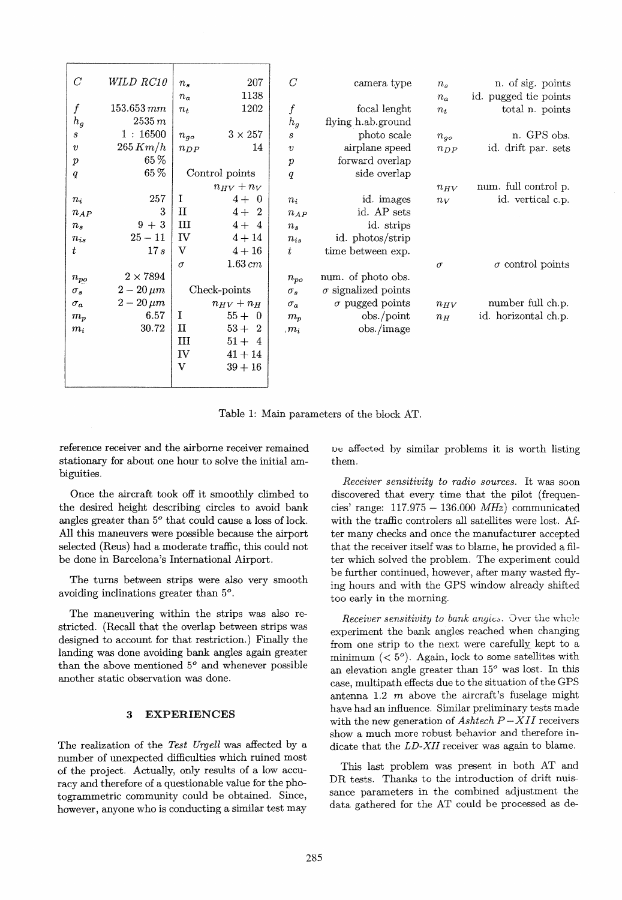| | | | | | | | |
|---|---|---|---|---|---|---|---|
| $C$ | *WILD RC10* | $n_s$ | 207 | $C$ | camera type | $n_s$ | n. of sig. points |
| | | $n_a$ | 1138 | | | $n_a$ | id. pugged tie points |
| $f$ | $153.653\,mm$ | $n_t$ | 1202 | $f$ | focal lenght | $n_t$ | total n. points |
| $h_g$ | $2535\,m$ | | | $h_g$ | flying h.ab.ground | | |
| $s$ | $1:16500$ | $n_{go}$ | $3 \times 257$ | $s$ | photo scale | $n_{go}$ | n. GPS obs. |
| $v$ | $265\,Km/h$ | $n_{DP}$ | 14 | $v$ | airplane speed | $n_{DP}$ | id. drift par. sets |
| $p$ | $65\,\%$ | | | $p$ | forward overlap | | |
| $q$ | $65\,\%$ | Control points | | $q$ | side overlap | | |
| | | | $n_{HV} + n_V$ | | | $n_{HV}$ | num. full control p. |
| $n_i$ | 257 | I | $4+\ 0$ | $n_i$ | id. images | $n_V$ | id. vertical c.p. |
| $n_{AP}$ | 3 | II | $4+\ 2$ | $n_{AP}$ | id. AP sets | | |
| $n_s$ | $9+3$ | III | $4+\ 4$ | $n_s$ | id. strips | | |
| $n_{is}$ | $25-11$ | IV | $4+14$ | $n_{is}$ | id. photos/strip | | |
| $t$ | $17\,s$ | V | $4+16$ | $t$ | time between exp. | | |
| | | $\sigma$ | $1.63\,cm$ | | | $\sigma$ | $\sigma$ control points |
| $n_{po}$ | $2 \times 7894$ | | | $n_{po}$ | num. of photo obs. | | |
| $\sigma_s$ | $2-20\,\mu m$ | Check-points | | $\sigma_s$ | $\sigma$ signalized points | | |
| $\sigma_a$ | $2-20\,\mu m$ | | $n_{HV} + n_H$ | $\sigma_a$ | $\sigma$ pugged points | $n_{HV}$ | number full ch.p. |
| $m_p$ | 6.57 | I | $55+\ 0$ | $m_p$ | obs./point | $n_H$ | id. horizontal ch.p. |
| $m_i$ | 30.72 | II | $53+\ 2$ | $m_i$ | obs./image | | |
| | | III | $51+\ 4$ | | | | |
| | | IV | $41+14$ | | | | |
| | | V | $39+16$ | | | | |

Table 1: Main parameters of the block AT.

reference receiver and the airborne receiver remained stationary for about one hour to solve the initial ambiguities.

Once the aircraft took off it smoothly climbed to the desired height describing circles to avoid bank angles greater than $5^o$ that could cause a loss of lock. All this maneuvers were possible because the airport selected (Reus) had a moderate traffic, this could not be done in Barcelona's International Airport.

The turns between strips were also very smooth avoiding inclinations greater than $5^o$.

The maneuvering within the strips was also restricted. (Recall that the overlap between strips was designed to account for that restriction.) Finally the landing was done avoiding bank angles again greater than the above mentioned $5^o$ and whenever possible another static observation was done.

## 3 EXPERIENCES

The realization of the *Test Urgell* was affected by a number of unexpected difficulties which ruined most of the project. Actually, only results of a low accuracy and therefore of a questionable value for the photogrammetric community could be obtained. Since, however, anyone who is conducting a similar test may be affected by similar problems it is worth listing them.

*Receiver sensitivity to radio sources.* It was soon discovered that every time that the pilot (frequencies' range: $117.975 - 136.000$ *MHz*) communicated with the traffic controlers all satellites were lost. After many checks and once the manufacturer accepted that the receiver itself was to blame, he provided a filter which solved the problem. The experiment could be further continued, however, after many wasted flying hours and with the GPS window already shifted too early in the morning.

*Receiver sensitivity to bank angles.* Over the whole experiment the bank angles reached when changing from one strip to the next were carefully kept to a minimum ($< 5^o$). Again, lock to some satellites with an elevation angle greater than $15^o$ was lost. In this case, multipath effects due to the situation of the GPS antenna 1.2 $m$ above the aircraft's fuselage might have had an influence. Similar preliminary tests made with the new generation of *Ashtech P−XII* receivers show a much more robust behavior and therefore indicate that the *LD-XII* receiver was again to blame.

This last problem was present in both AT and DR tests. Thanks to the introduction of drift nuissance parameters in the combined adjustment the data gathered for the AT could be processed as de-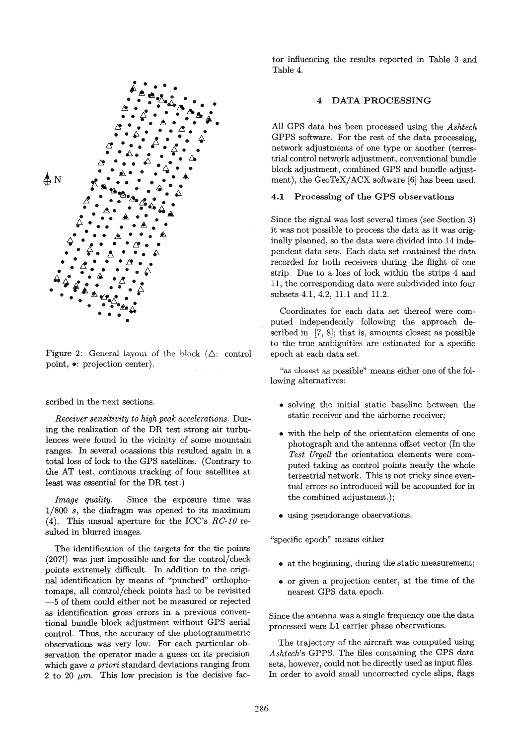Figure 2: General layout of the block (△: control point, •: projection center).

scribed in the next sections.

*Receiver sensitivity to high peak accelerations.* During the realization of the DR test strong air turbulences were found in the vicinity of some mountain ranges. In several ocassions this resulted again in a total loss of lock to the GPS satellites. (Contrary to the AT test, continous tracking of four satellites at least was essential for the DR test.)

*Image quality.* Since the exposure time was $1/800$ $s$, the diafragm was opened to its maximum (4). This unsual aperture for the ICC's *RC-10* resulted in blurred images.

The identification of the targets for the tie points (207!) was just impossible and for the control/check points extremely difficult. In addition to the original identification by means of "punched" orthophotomaps, all control/check points had to be revisited —5 of them could either not be measured or rejected as identification gross errors in a previous conventional bundle block adjustment without GPS aerial control. Thus, the accuracy of the photogrammetric observations was very low. For each particular observation the operator made a guess on its precision which gave *a priori* standard deviations ranging from 2 to 20 $\mu m$. This low precision is the decisive factor influencing the results reported in Table 3 and Table 4.

## 4 DATA PROCESSING

All GPS data has been processed using the *Ashtech* GPPS software. For the rest of the data processing, network adjustments of one type or another (terrestrial control network adjustment, conventional bundle block adjustment, combined GPS and bundle adjustment), the GeoTeX/ACX software [6] has been used.

### 4.1 Processing of the GPS observations

Since the signal was lost several times (see Section 3) it was not possible to process the data as it was originally planned, so the data were divided into 14 independent data sets. Each data set contained the data recorded for both receivers during the flight of one strip. Due to a loss of lock within the strips 4 and 11, the corresponding data were subdivided into four subsets 4.1, 4.2, 11.1 and 11.2.

Coordinates for each data set thereof were computed independently following the approach described in [7, 8]; that is, amounts closest as possible to the true ambiguities are estimated for a specific epoch at each data set.

"as closest as possible" means either one of the following alternatives:

- solving the initial static baseline between the static receiver and the airborne receiver;
- with the help of the orientation elements of one photograph and the antenna offset vector (In the *Test Urgell* the orientation elements were computed taking as control points nearly the whole terrestrial network. This is not tricky since eventual errors so introduced will be accounted for in the combined adjustment.);
- using pseudorange observations.

"specific epoch" means either

- at the beginning, during the static measurement;
- or given a projection center, at the time of the nearest GPS data epoch.

Since the antenna was a single frequency one the data processed were L1 carrier phase observations.

The trajectory of the aircraft was computed using *Ashtech*'s GPPS. The files containing the GPS data sets, however, could not be directly used as input files. In order to avoid small uncorrected cycle slips, flags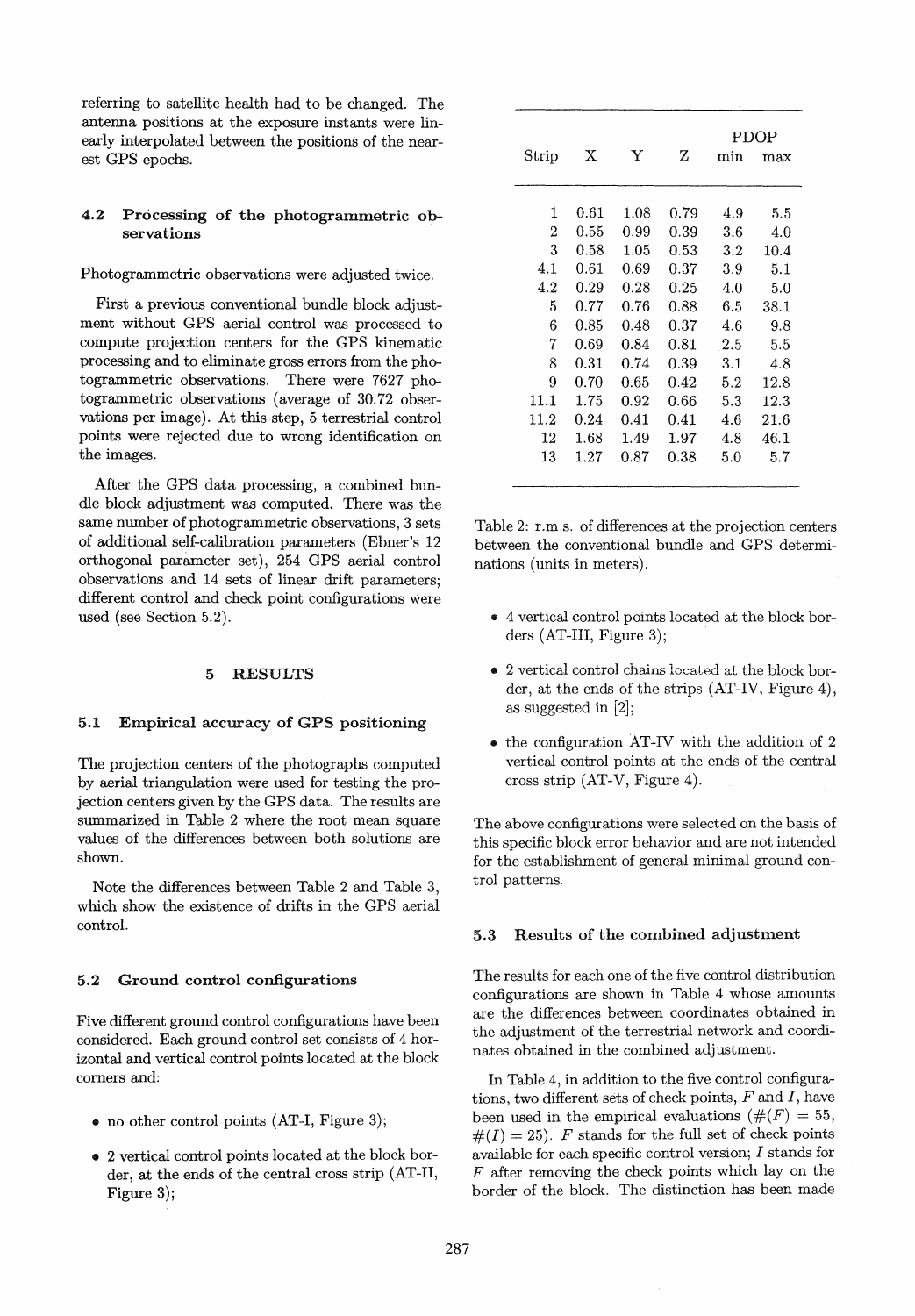referring to satellite health had to be changed. The antenna positions at the exposure instants were linearly interpolated between the positions of the nearest GPS epochs.

### 4.2 Processing of the photogrammetric observations

Photogrammetric observations were adjusted twice.

First a previous conventional bundle block adjustment without GPS aerial control was processed to compute projection centers for the GPS kinematic processing and to eliminate gross errors from the photogrammetric observations. There were 7627 photogrammetric observations (average of 30.72 observations per image). At this step, 5 terrestrial control points were rejected due to wrong identification on the images.

After the GPS data processing, a combined bundle block adjustment was computed. There was the same number of photogrammetric observations, 3 sets of additional self-calibration parameters (Ebner's 12 orthogonal parameter set), 254 GPS aerial control observations and 14 sets of linear drift parameters; different control and check point configurations were used (see Section 5.2).

## 5 RESULTS

### 5.1 Empirical accuracy of GPS positioning

The projection centers of the photographs computed by aerial triangulation were used for testing the projection centers given by the GPS data. The results are summarized in Table 2 where the root mean square values of the differences between both solutions are shown.

Note the differences between Table 2 and Table 3, which show the existence of drifts in the GPS aerial control.

### 5.2 Ground control configurations

Five different ground control configurations have been considered. Each ground control set consists of 4 horizontal and vertical control points located at the block corners and:

- no other control points (AT-I, Figure 3);
- 2 vertical control points located at the block border, at the ends of the central cross strip (AT-II, Figure 3);
- 4 vertical control points located at the block borders (AT-III, Figure 3);
- 2 vertical control chains located at the block border, at the ends of the strips (AT-IV, Figure 4), as suggested in [2];
- the configuration AT-IV with the addition of 2 vertical control points at the ends of the central cross strip (AT-V, Figure 4).

The above configurations were selected on the basis of this specific block error behavior and are not intended for the establishment of general minimal ground control patterns.

| Strip | X | Y | Z | PDOP min | PDOP max |
|---|---|---|---|---|---|
| 1 | 0.61 | 1.08 | 0.79 | 4.9 | 5.5 |
| 2 | 0.55 | 0.99 | 0.39 | 3.6 | 4.0 |
| 3 | 0.58 | 1.05 | 0.53 | 3.2 | 10.4 |
| 4.1 | 0.61 | 0.69 | 0.37 | 3.9 | 5.1 |
| 4.2 | 0.29 | 0.28 | 0.25 | 4.0 | 5.0 |
| 5 | 0.77 | 0.76 | 0.88 | 6.5 | 38.1 |
| 6 | 0.85 | 0.48 | 0.37 | 4.6 | 9.8 |
| 7 | 0.69 | 0.84 | 0.81 | 2.5 | 5.5 |
| 8 | 0.31 | 0.74 | 0.39 | 3.1 | 4.8 |
| 9 | 0.70 | 0.65 | 0.42 | 5.2 | 12.8 |
| 11.1 | 1.75 | 0.92 | 0.66 | 5.3 | 12.3 |
| 11.2 | 0.24 | 0.41 | 0.41 | 4.6 | 21.6 |
| 12 | 1.68 | 1.49 | 1.97 | 4.8 | 46.1 |
| 13 | 1.27 | 0.87 | 0.38 | 5.0 | 5.7 |

Table 2: r.m.s. of differences at the projection centers between the conventional bundle and GPS determinations (units in meters).

### 5.3 Results of the combined adjustment

The results for each one of the five control distribution configurations are shown in Table 4 whose amounts are the differences between coordinates obtained in the adjustment of the terrestrial network and coordinates obtained in the combined adjustment.

In Table 4, in addition to the five control configurations, two different sets of check points, $F$ and $I$, have been used in the empirical evaluations ($\#(F) = 55$, $\#(I) = 25$). $F$ stands for the full set of check points available for each specific control version; $I$ stands for $F$ after removing the check points which lay on the border of the block. The distinction has been made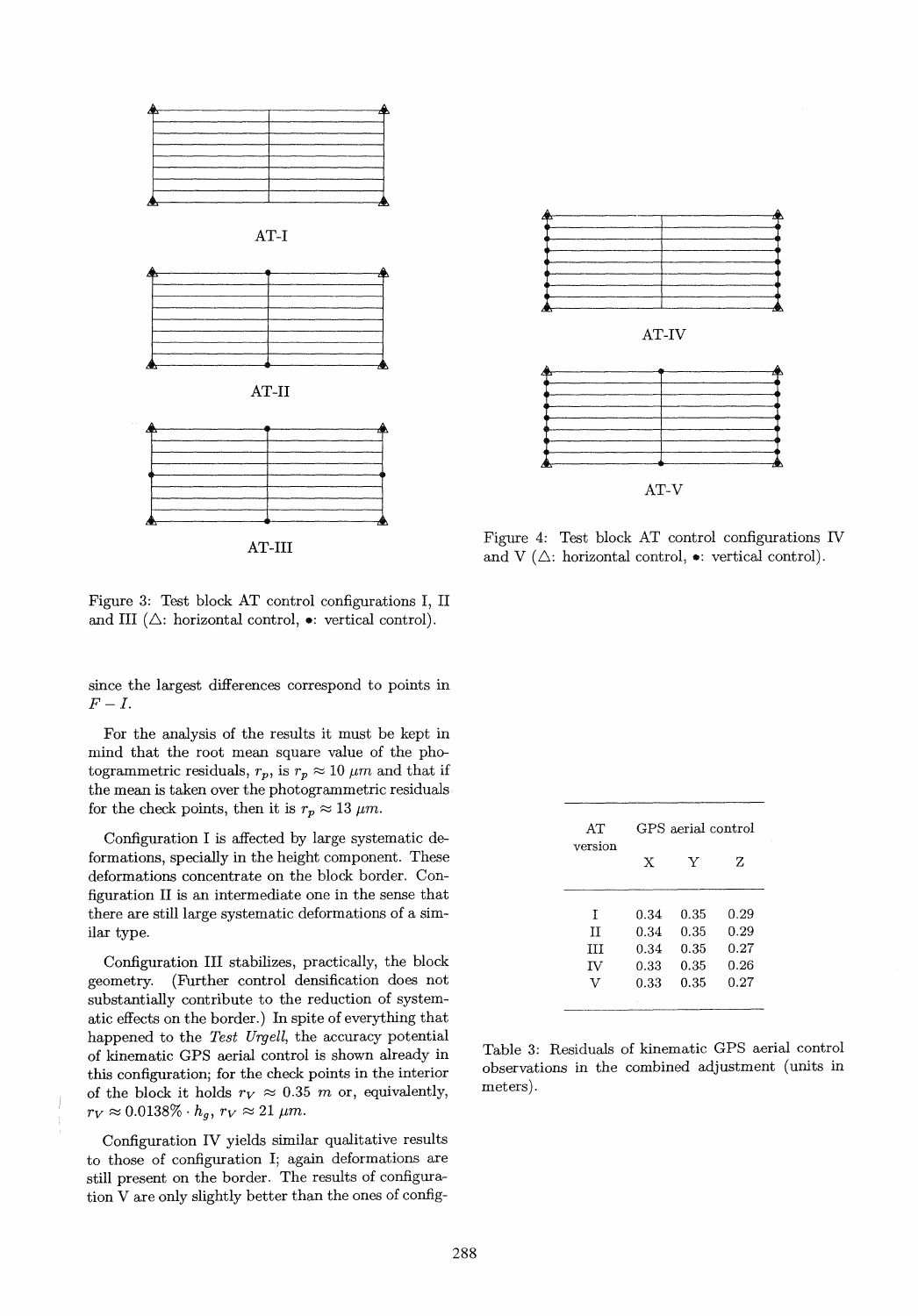AT-I

AT-II

AT-III

Figure 3: Test block AT control configurations I, II and III ($\triangle$: horizontal control, $\bullet$: vertical control).

AT-IV

AT-V

Figure 4: Test block AT control configurations IV and V ($\triangle$: horizontal control, $\bullet$: vertical control).

since the largest differences correspond to points in $F - I$.

For the analysis of the results it must be kept in mind that the root mean square value of the photogrammetric residuals, $r_p$, is $r_p \approx 10\ \mu m$ and that if the mean is taken over the photogrammetric residuals for the check points, then it is $r_p \approx 13\ \mu m$.

Configuration I is affected by large systematic deformations, specially in the height component. These deformations concentrate on the block border. Configuration II is an intermediate one in the sense that there are still large systematic deformations of a similar type.

Configuration III stabilizes, practically, the block geometry. (Further control densification does not substantially contribute to the reduction of systematic effects on the border.) In spite of everything that happened to the *Test Urgell*, the accuracy potential of kinematic GPS aerial control is shown already in this configuration; for the check points in the interior of the block it holds $r_V \approx 0.35\ m$ or, equivalently, $r_V \approx 0.0138\% \cdot h_g$, $r_V \approx 21\ \mu m$.

Configuration IV yields similar qualitative results to those of configuration I; again deformations are still present on the border. The results of configuration V are only slightly better than the ones of config-

| AT version | GPS aerial control | | |
|---|---|---|---|
| | X | Y | Z |
| I | 0.34 | 0.35 | 0.29 |
| II | 0.34 | 0.35 | 0.29 |
| III | 0.34 | 0.35 | 0.27 |
| IV | 0.33 | 0.35 | 0.26 |
| V | 0.33 | 0.35 | 0.27 |

Table 3: Residuals of kinematic GPS aerial control observations in the combined adjustment (units in meters).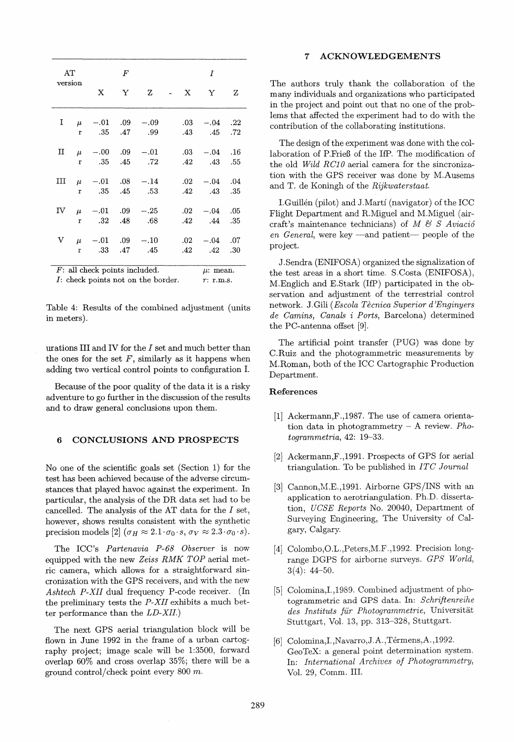| AT version | | F | | | I | | |
|---|---|---|---|---|---|---|---|
| | | X | Y | Z | X | Y | Z |
| I | $\mu$ | −.01 | .09 | −.09 | .03 | −.04 | .22 |
| | r | .35 | .47 | .99 | .43 | .45 | .72 |
| II | $\mu$ | −.00 | .09 | −.01 | .03 | −.04 | .16 |
| | r | .35 | .45 | .72 | .42 | .43 | .55 |
| III | $\mu$ | −.01 | .08 | −.14 | .02 | −.04 | .04 |
| | r | .35 | .45 | .53 | .42 | .43 | .35 |
| IV | $\mu$ | −.01 | .09 | −.25 | .02 | −.04 | .05 |
| | r | .32 | .48 | .68 | .42 | .44 | .35 |
| V | $\mu$ | −.01 | .09 | −.10 | .02 | −.04 | .07 |
| | r | .33 | .47 | .45 | .42 | .42 | .30 |

*F*: all check points included. $\mu$: mean.
*I*: check points not on the border. *r*: r.m.s.

Table 4: Results of the combined adjustment (units in meters).

urations III and IV for the *I* set and much better than the ones for the set *F*, similarly as it happens when adding two vertical control points to configuration I.

Because of the poor quality of the data it is a risky adventure to go further in the discussion of the results and to draw general conclusions upon them.

## 6 CONCLUSIONS AND PROSPECTS

No one of the scientific goals set (Section 1) for the test has been achieved because of the adverse circumstances that played havoc against the experiment. In particular, the analysis of the DR data set had to be cancelled. The analysis of the AT data for the *I* set, however, shows results consistent with the synthetic precision models [2] ($\sigma_H \approx 2.1 \cdot \sigma_0 \cdot s$, $\sigma_V \approx 2.3 \cdot \sigma_0 \cdot s$).

The ICC's *Partenavia P-68 Observer* is now equipped with the new *Zeiss RMK TOP* aerial metric camera, which allows for a straightforward sincronization with the GPS receivers, and with the new *Ashtech P-XII* dual frequency P-code receiver. (In the preliminary tests the *P-XII* exhibits a much better performance than the *LD-XII*.)

The next GPS aerial triangulation block will be flown in June 1992 in the frame of a urban cartography project; image scale will be 1:3500, forward overlap 60% and cross overlap 35%; there will be a ground control/check point every 800 *m*.

## 7 ACKNOWLEDGEMENTS

The authors truly thank the collaboration of the many individuals and organizations who participated in the project and point out that no one of the problems that affected the experiment had to do with the contribution of the collaborating institutions.

The design of the experiment was done with the collaboration of P.Frieß of the IfP. The modification of the old *Wild RC10* aerial camera for the sincronization with the GPS receiver was done by M.Ausems and T. de Koningh of the *Rijkwaterstaat*.

I.Guillén (pilot) and J.Martí (navigator) of the ICC Flight Department and R.Miguel and M.Miguel (aircraft's maintenance technicians) of *M & S Aviació en General*, were key —and patient— people of the project.

J.Sendra (ENIFOSA) organized the signalization of the test areas in a short time. S.Costa (ENIFOSA), M.Englich and E.Stark (IfP) participated in the observation and adjustment of the terrestrial control network. J.Gili (*Escola Tècnica Superior d'Enginyers de Camins, Canals i Ports*, Barcelona) determined the PC-antenna offset [9].

The artificial point transfer (PUG) was done by C.Ruiz and the photogrammetric measurements by M.Roman, both of the ICC Cartographic Production Department.

### References

[1] Ackermann,F.,1987. The use of camera orientation data in photogrammetry – A review. *Photogrammetria*, 42: 19–33.

[2] Ackermann,F.,1991. Prospects of GPS for aerial triangulation. To be published in *ITC Journal*

[3] Cannon,M.E.,1991. Airborne GPS/INS with an application to aerotriangulation. Ph.D. dissertation, *UCSE Reports* No. 20040, Department of Surveying Engineering, The University of Calgary, Calgary.

[4] Colombo,O.L.,Peters,M.F.,1992. Precision long-range DGPS for airborne surveys. *GPS World*, 3(4): 44–50.

[5] Colomina,I.,1989. Combined adjustment of photogrammetric and GPS data. In: *Schriftenreihe des Instituts für Photogrammetrie*, Universität Stuttgart, Vol. 13, pp. 313–328, Stuttgart.

[6] Colomina,I.,Navarro,J.A.,Térmens,A.,1992. GeoTeX: a general point determination system. In: *International Archives of Photogrammetry*, Vol. 29, Comm. III.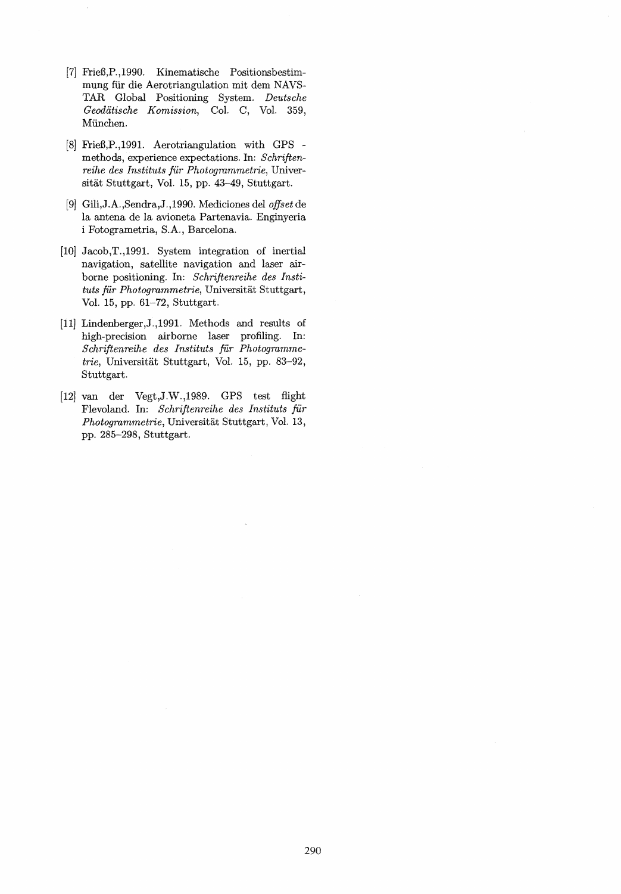[7] Frieß,P.,1990. Kinematische Positionsbestimmung für die Aerotriangulation mit dem NAVSTAR Global Positioning System. *Deutsche Geodätische Komission*, Col. C, Vol. 359, München.

[8] Frieß,P.,1991. Aerotriangulation with GPS - methods, experience expectations. In: *Schriftenreihe des Instituts für Photogrammetrie*, Universität Stuttgart, Vol. 15, pp. 43–49, Stuttgart.

[9] Gili,J.A.,Sendra,J.,1990. Mediciones del *offset* de la antena de la avioneta Partenavia. Enginyeria i Fotogrametria, S.A., Barcelona.

[10] Jacob,T.,1991. System integration of inertial navigation, satellite navigation and laser airborne positioning. In: *Schriftenreihe des Instituts für Photogrammetrie*, Universität Stuttgart, Vol. 15, pp. 61–72, Stuttgart.

[11] Lindenberger,J.,1991. Methods and results of high-precision airborne laser profiling. In: *Schriftenreihe des Instituts für Photogrammetrie*, Universität Stuttgart, Vol. 15, pp. 83–92, Stuttgart.

[12] van der Vegt,J.W.,1989. GPS test flight Flevoland. In: *Schriftenreihe des Instituts für Photogrammetrie*, Universität Stuttgart, Vol. 13, pp. 285–298, Stuttgart.